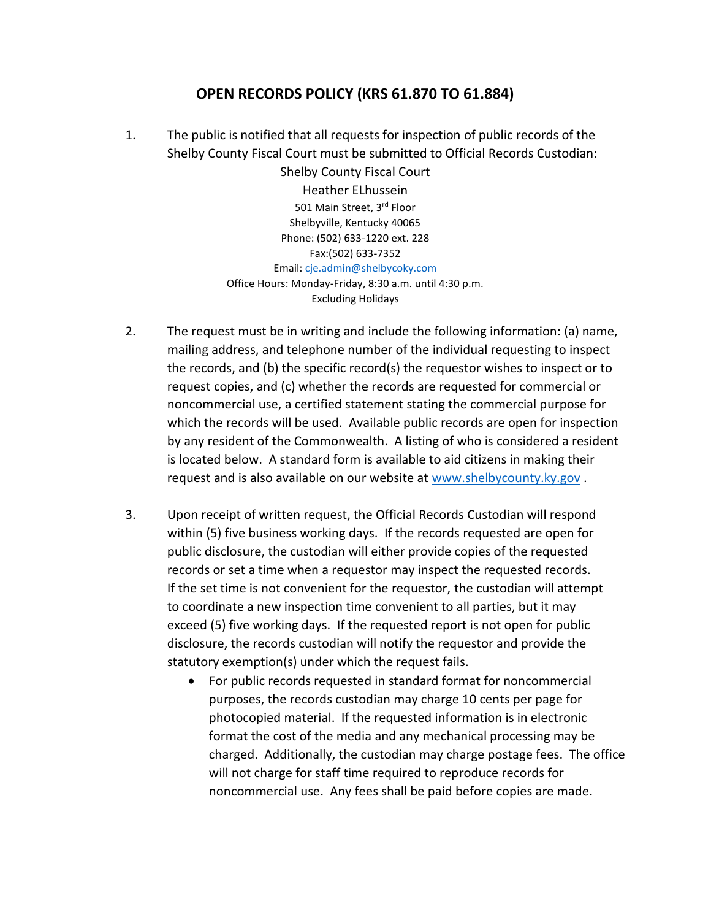# OPEN RECORDS POLICY (KRS 61.870 TO 61.884)

1. The public is notified that all requests for inspection of public records of the Shelby County Fiscal Court must be submitted to Official Records Custodian:

   Shelby County Fiscal Court
   Heather ELhussein
   501 Main Street, 3rd Floor
   Shelbyville, Kentucky 40065
   Phone: (502) 633-1220 ext. 228
   Fax:(502) 633-7352
   Email: cje.admin@shelbycoky.com
   Office Hours: Monday-Friday, 8:30 a.m. until 4:30 p.m.
   Excluding Holidays

2. The request must be in writing and include the following information: (a) name, mailing address, and telephone number of the individual requesting to inspect the records, and (b) the specific record(s) the requestor wishes to inspect or to request copies, and (c) whether the records are requested for commercial or noncommercial use, a certified statement stating the commercial purpose for which the records will be used. Available public records are open for inspection by any resident of the Commonwealth. A listing of who is considered a resident is located below. A standard form is available to aid citizens in making their request and is also available on our website at www.shelbycounty.ky.gov .

3. Upon receipt of written request, the Official Records Custodian will respond within (5) five business working days. If the records requested are open for public disclosure, the custodian will either provide copies of the requested records or set a time when a requestor may inspect the requested records. If the set time is not convenient for the requestor, the custodian will attempt to coordinate a new inspection time convenient to all parties, but it may exceed (5) five working days. If the requested report is not open for public disclosure, the records custodian will notify the requestor and provide the statutory exemption(s) under which the request fails.

   - For public records requested in standard format for noncommercial purposes, the records custodian may charge 10 cents per page for photocopied material. If the requested information is in electronic format the cost of the media and any mechanical processing may be charged. Additionally, the custodian may charge postage fees. The office will not charge for staff time required to reproduce records for noncommercial use. Any fees shall be paid before copies are made.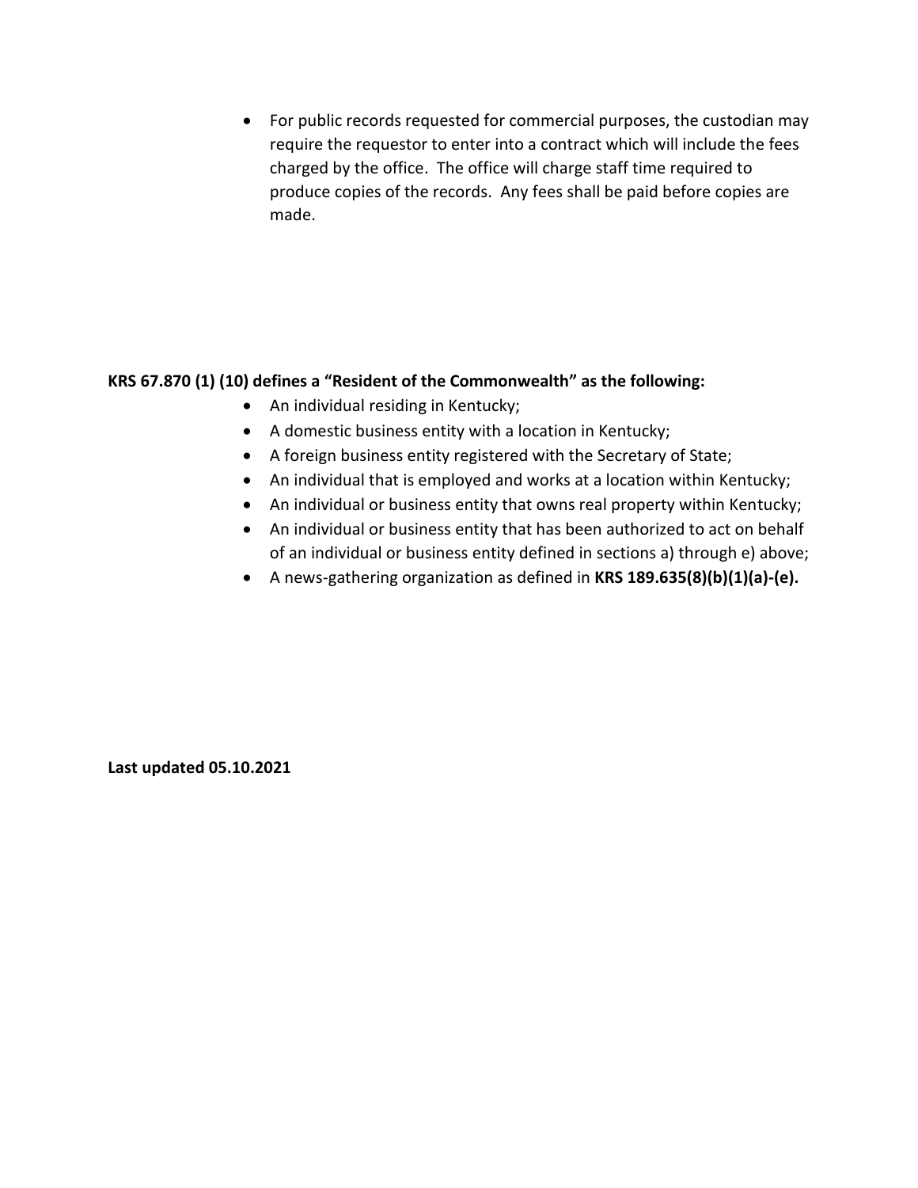- For public records requested for commercial purposes, the custodian may require the requestor to enter into a contract which will include the fees charged by the office. The office will charge staff time required to produce copies of the records. Any fees shall be paid before copies are made.

**KRS 67.870 (1) (10) defines a "Resident of the Commonwealth" as the following:**

- An individual residing in Kentucky;
- A domestic business entity with a location in Kentucky;
- A foreign business entity registered with the Secretary of State;
- An individual that is employed and works at a location within Kentucky;
- An individual or business entity that owns real property within Kentucky;
- An individual or business entity that has been authorized to act on behalf of an individual or business entity defined in sections a) through e) above;
- A news-gathering organization as defined in **KRS 189.635(8)(b)(1)(a)-(e).**

**Last updated 05.10.2021**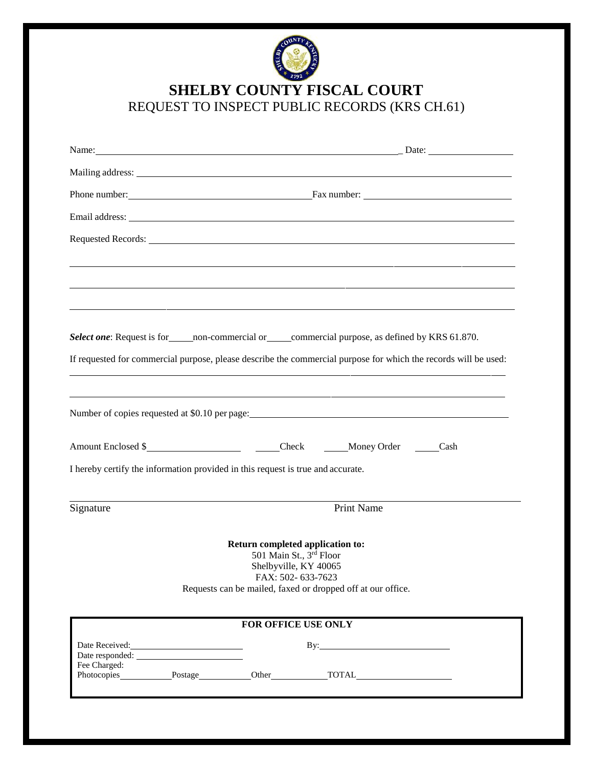# SHELBY COUNTY FISCAL COURT

## REQUEST TO INSPECT PUBLIC RECORDS (KRS CH.61)

Name: ____________________________________________ Date: ________________

Mailing address: ____________________________________________

Phone number: ______________________ Fax number: ______________________

Email address: ____________________________________________

Requested Records: ____________________________________________

____________________________________________

____________________________________________

____________________________________________

***Select one***: Request is for_____non-commercial or_____commercial purpose, as defined by KRS 61.870.

If requested for commercial purpose, please describe the commercial purpose for which the records will be used:

____________________________________________

____________________________________________

Number of copies requested at $0.10 per page: ______________________

Amount Enclosed $______________ _____Check _____Money Order _____Cash

I hereby certify the information provided in this request is true and accurate.

____________________________________________

Signature                                                  Print Name

**Return completed application to:**
501 Main St., 3rd Floor
Shelbyville, KY 40065
FAX: 502- 633-7623
Requests can be mailed, faxed or dropped off at our office.

**FOR OFFICE USE ONLY**

Date Received: ______________ By: ______________
Date responded: ______________
Fee Charged:
Photocopies__________ Postage__________ Other__________ TOTAL______________